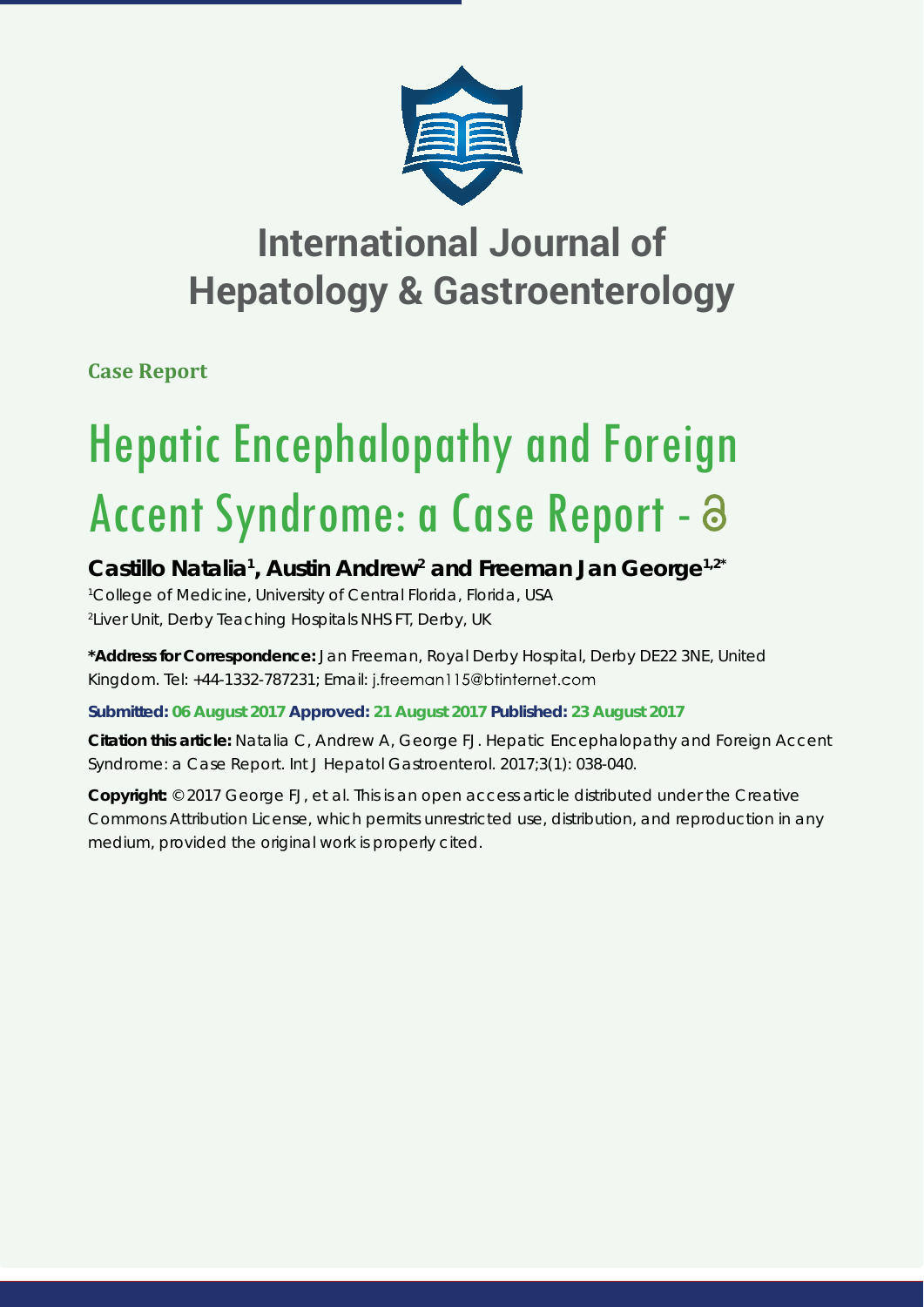# International Journal of Hepatology & Gastroenterology

**Case Report**

# Hepatic Encephalopathy and Foreign Accent Syndrome: a Case Report -

**Castillo Natalia[1], Austin Andrew[2] and Freeman Jan George[1,2*]**

[1]College of Medicine, University of Central Florida, Florida, USA
[2]Liver Unit, Derby Teaching Hospitals NHS FT, Derby, UK

**\*Address for Correspondence:** Jan Freeman, Royal Derby Hospital, Derby DE22 3NE, United Kingdom. Tel: +44-1332-787231; Email: j.freeman115@btinternet.com

**Submitted: 06 August 2017 Approved: 21 August 2017 Published: 23 August 2017**

**Citation this article:** Natalia C, Andrew A, George FJ. Hepatic Encephalopathy and Foreign Accent Syndrome: a Case Report. Int J Hepatol Gastroenterol. 2017;3(1): 038-040.

**Copyright:** © 2017 George FJ, et al. This is an open access article distributed under the Creative Commons Attribution License, which permits unrestricted use, distribution, and reproduction in any medium, provided the original work is properly cited.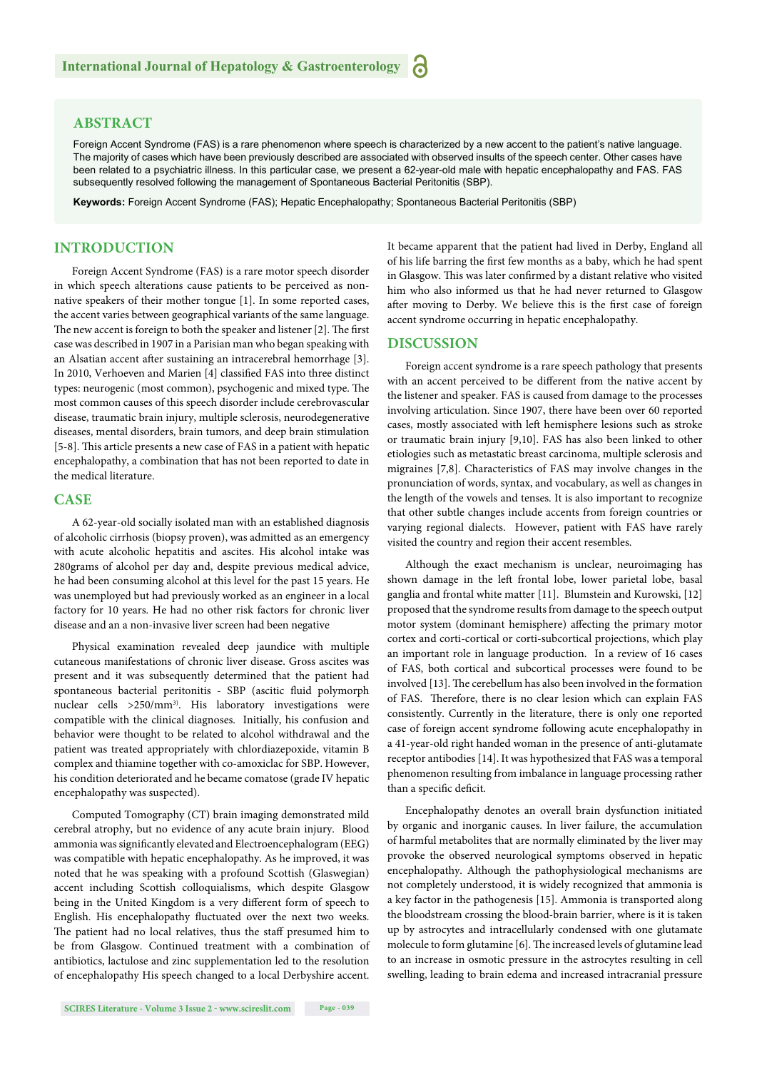## ABSTRACT

Foreign Accent Syndrome (FAS) is a rare phenomenon where speech is characterized by a new accent to the patient's native language. The majority of cases which have been previously described are associated with observed insults of the speech center. Other cases have been related to a psychiatric illness. In this particular case, we present a 62-year-old male with hepatic encephalopathy and FAS. FAS subsequently resolved following the management of Spontaneous Bacterial Peritonitis (SBP).

**Keywords:** Foreign Accent Syndrome (FAS); Hepatic Encephalopathy; Spontaneous Bacterial Peritonitis (SBP)

## INTRODUCTION

Foreign Accent Syndrome (FAS) is a rare motor speech disorder in which speech alterations cause patients to be perceived as non-native speakers of their mother tongue [1]. In some reported cases, the accent varies between geographical variants of the same language. The new accent is foreign to both the speaker and listener [2]. The first case was described in 1907 in a Parisian man who began speaking with an Alsatian accent after sustaining an intracerebral hemorrhage [3]. In 2010, Verhoeven and Marien [4] classified FAS into three distinct types: neurogenic (most common), psychogenic and mixed type. The most common causes of this speech disorder include cerebrovascular disease, traumatic brain injury, multiple sclerosis, neurodegenerative diseases, mental disorders, brain tumors, and deep brain stimulation [5-8]. This article presents a new case of FAS in a patient with hepatic encephalopathy, a combination that has not been reported to date in the medical literature.

## CASE

A 62-year-old socially isolated man with an established diagnosis of alcoholic cirrhosis (biopsy proven), was admitted as an emergency with acute alcoholic hepatitis and ascites. His alcohol intake was 280grams of alcohol per day and, despite previous medical advice, he had been consuming alcohol at this level for the past 15 years. He was unemployed but had previously worked as an engineer in a local factory for 10 years. He had no other risk factors for chronic liver disease and an a non-invasive liver screen had been negative

Physical examination revealed deep jaundice with multiple cutaneous manifestations of chronic liver disease. Gross ascites was present and it was subsequently determined that the patient had spontaneous bacterial peritonitis - SBP (ascitic fluid polymorph nuclear cells >250/mm$^{3}$). His laboratory investigations were compatible with the clinical diagnoses. Initially, his confusion and behavior were thought to be related to alcohol withdrawal and the patient was treated appropriately with chlordiazepoxide, vitamin B complex and thiamine together with co-amoxiclac for SBP. However, his condition deteriorated and he became comatose (grade IV hepatic encephalopathy was suspected).

Computed Tomography (CT) brain imaging demonstrated mild cerebral atrophy, but no evidence of any acute brain injury. Blood ammonia was significantly elevated and Electroencephalogram (EEG) was compatible with hepatic encephalopathy. As he improved, it was noted that he was speaking with a profound Scottish (Glaswegian) accent including Scottish colloquialisms, which despite Glasgow being in the United Kingdom is a very different form of speech to English. His encephalopathy fluctuated over the next two weeks. The patient had no local relatives, thus the staff presumed him to be from Glasgow. Continued treatment with a combination of antibiotics, lactulose and zinc supplementation led to the resolution of encephalopathy His speech changed to a local Derbyshire accent. It became apparent that the patient had lived in Derby, England all of his life barring the first few months as a baby, which he had spent in Glasgow. This was later confirmed by a distant relative who visited him who also informed us that he had never returned to Glasgow after moving to Derby. We believe this is the first case of foreign accent syndrome occurring in hepatic encephalopathy.

## DISCUSSION

Foreign accent syndrome is a rare speech pathology that presents with an accent perceived to be different from the native accent by the listener and speaker. FAS is caused from damage to the processes involving articulation. Since 1907, there have been over 60 reported cases, mostly associated with left hemisphere lesions such as stroke or traumatic brain injury [9,10]. FAS has also been linked to other etiologies such as metastatic breast carcinoma, multiple sclerosis and migraines [7,8]. Characteristics of FAS may involve changes in the pronunciation of words, syntax, and vocabulary, as well as changes in the length of the vowels and tenses. It is also important to recognize that other subtle changes include accents from foreign countries or varying regional dialects. However, patient with FAS have rarely visited the country and region their accent resembles.

Although the exact mechanism is unclear, neuroimaging has shown damage in the left frontal lobe, lower parietal lobe, basal ganglia and frontal white matter [11]. Blumstein and Kurowski, [12] proposed that the syndrome results from damage to the speech output motor system (dominant hemisphere) affecting the primary motor cortex and corti-cortical or corti-subcortical projections, which play an important role in language production. In a review of 16 cases of FAS, both cortical and subcortical processes were found to be involved [13]. The cerebellum has also been involved in the formation of FAS. Therefore, there is no clear lesion which can explain FAS consistently. Currently in the literature, there is only one reported case of foreign accent syndrome following acute encephalopathy in a 41-year-old right handed woman in the presence of anti-glutamate receptor antibodies [14]. It was hypothesized that FAS was a temporal phenomenon resulting from imbalance in language processing rather than a specific deficit.

Encephalopathy denotes an overall brain dysfunction initiated by organic and inorganic causes. In liver failure, the accumulation of harmful metabolites that are normally eliminated by the liver may provoke the observed neurological symptoms observed in hepatic encephalopathy. Although the pathophysiological mechanisms are not completely understood, it is widely recognized that ammonia is a key factor in the pathogenesis [15]. Ammonia is transported along the bloodstream crossing the blood-brain barrier, where is it is taken up by astrocytes and intracellularly condensed with one glutamate molecule to form glutamine [6]. The increased levels of glutamine lead to an increase in osmotic pressure in the astrocytes resulting in cell swelling, leading to brain edema and increased intracranial pressure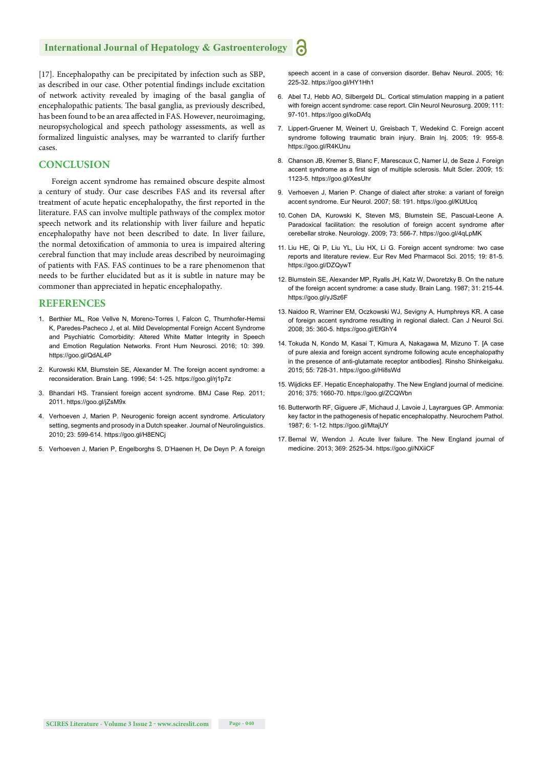[17]. Encephalopathy can be precipitated by infection such as SBP, as described in our case. Other potential findings include excitation of network activity revealed by imaging of the basal ganglia of encephalopathic patients. The basal ganglia, as previously described, has been found to be an area affected in FAS. However, neuroimaging, neuropsychological and speech pathology assessments, as well as formalized linguistic analyses, may be warranted to clarify further cases.

## CONCLUSION

Foreign accent syndrome has remained obscure despite almost a century of study. Our case describes FAS and its reversal after treatment of acute hepatic encephalopathy, the first reported in the literature. FAS can involve multiple pathways of the complex motor speech network and its relationship with liver failure and hepatic encephalopathy have not been described to date. In liver failure, the normal detoxification of ammonia to urea is impaired altering cerebral function that may include areas described by neuroimaging of patients with FAS. FAS continues to be a rare phenomenon that needs to be further elucidated but as it is subtle in nature may be commoner than appreciated in hepatic encephalopathy.

## REFERENCES

1. Berthier ML, Roe Vellve N, Moreno-Torres I, Falcon C, Thurnhofer-Hemsi K, Paredes-Pacheco J, et al. Mild Developmental Foreign Accent Syndrome and Psychiatric Comorbidity: Altered White Matter Integrity in Speech and Emotion Regulation Networks. Front Hum Neurosci. 2016; 10: 399. https://goo.gl/QdAL4P

2. Kurowski KM, Blumstein SE, Alexander M. The foreign accent syndrome: a reconsideration. Brain Lang. 1996; 54: 1-25. https://goo.gl/rj1p7z

3. Bhandari HS. Transient foreign accent syndrome. BMJ Case Rep. 2011; 2011. https://goo.gl/jZsM9x

4. Verhoeven J, Marien P. Neurogenic foreign accent syndrome. Articulatory setting, segments and prosody in a Dutch speaker. Journal of Neurolinguistics. 2010; 23: 599-614. https://goo.gl/H8ENCj

5. Verhoeven J, Marien P, Engelborghs S, D'Haenen H, De Deyn P. A foreign speech accent in a case of conversion disorder. Behav Neurol. 2005; 16: 225-32. https://goo.gl/HY1Hh1

6. Abel TJ, Hebb AO, Silbergeld DL. Cortical stimulation mapping in a patient with foreign accent syndrome: case report. Clin Neurol Neurosurg. 2009; 111: 97-101. https://goo.gl/koDAfq

7. Lippert-Gruener M, Weinert U, Greisbach T, Wedekind C. Foreign accent syndrome following traumatic brain injury. Brain Inj. 2005; 19: 955-8. https://goo.gl/R4KUnu

8. Chanson JB, Kremer S, Blanc F, Marescaux C, Namer IJ, de Seze J. Foreign accent syndrome as a first sign of multiple sclerosis. Mult Scler. 2009; 15: 1123-5. https://goo.gl/XesUhr

9. Verhoeven J, Marien P. Change of dialect after stroke: a variant of foreign accent syndrome. Eur Neurol. 2007; 58: 191. https://goo.gl/KUtUcq

10. Cohen DA, Kurowski K, Steven MS, Blumstein SE, Pascual-Leone A. Paradoxical facilitation: the resolution of foreign accent syndrome after cerebellar stroke. Neurology. 2009; 73: 566-7. https://goo.gl/4qLpMK

11. Liu HE, Qi P, Liu YL, Liu HX, Li G. Foreign accent syndrome: two case reports and literature review. Eur Rev Med Pharmacol Sci. 2015; 19: 81-5. https://goo.gl/DZQywT

12. Blumstein SE, Alexander MP, Ryalls JH, Katz W, Dworetzky B. On the nature of the foreign accent syndrome: a case study. Brain Lang. 1987; 31: 215-44. https://goo.gl/yJSz6F

13. Naidoo R, Warriner EM, Oczkowski WJ, Sevigny A, Humphreys KR. A case of foreign accent syndrome resulting in regional dialect. Can J Neurol Sci. 2008; 35: 360-5. https://goo.gl/EfGhY4

14. Tokuda N, Kondo M, Kasai T, Kimura A, Nakagawa M, Mizuno T. [A case of pure alexia and foreign accent syndrome following acute encephalopathy in the presence of anti-glutamate receptor antibodies]. Rinsho Shinkeigaku. 2015; 55: 728-31. https://goo.gl/Hi8sWd

15. Wijdicks EF. Hepatic Encephalopathy. The New England journal of medicine. 2016; 375: 1660-70. https://goo.gl/ZCQWbn

16. Butterworth RF, Giguere JF, Michaud J, Lavoie J, Layrargues GP. Ammonia: key factor in the pathogenesis of hepatic encephalopathy. Neurochem Pathol. 1987; 6: 1-12. https://goo.gl/MtajUY

17. Bernal W, Wendon J. Acute liver failure. The New England journal of medicine. 2013; 369: 2525-34. https://goo.gl/NXiiCF